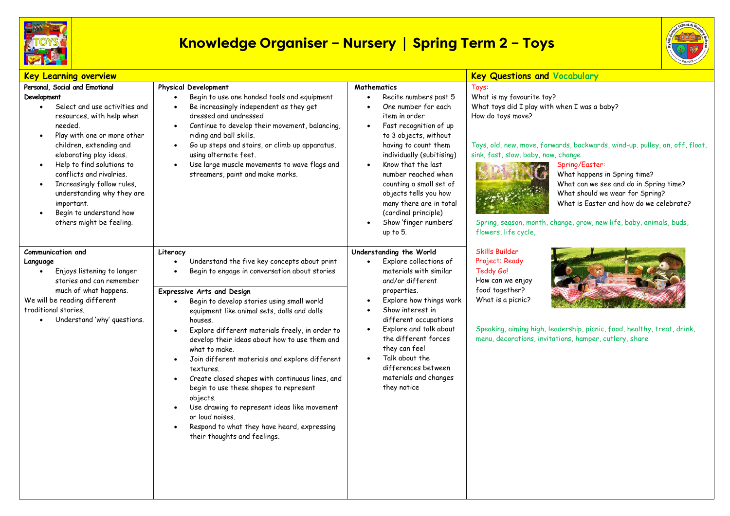# Knowledge Organiser – Nursery | Spring Term 2 – Toys

## Key Learning overview

### Personal, Social and Emotional Development

- Select and use activities and resources, with help when needed.
- Play with one or more other children, extending and elaborating play ideas.
- Help to find solutions to conflicts and rivalries.
- Increasingly follow rules, understanding why they are important.
- Begin to understand how others might be feeling.

### Physical Development

- Begin to use one handed tools and equipment
- Be increasingly independent as they get dressed and undressed
- Continue to develop their movement, balancing, riding and ball skills.
- Go up steps and stairs, or climb up apparatus, using alternate feet.
- Use large muscle movements to wave flags and streamers, paint and make marks.

### Mathematics

- Recite numbers past 5
- One number for each item in order
- Fast recognition of up to 3 objects, without having to count them individually (subitising)
- Know that the last number reached when counting a small set of objects tells you how many there are in total (cardinal principle)
- Show 'finger numbers' up to 5.

### Communication and Language

- Enjoys listening to longer stories and can remember much of what happens.

We will be reading different traditional stories.

- Understand 'why' questions.

### Literacy

- Understand the five key concepts about print
- Begin to engage in conversation about stories

### Expressive Arts and Design

- Begin to develop stories using small world equipment like animal sets, dolls and dolls houses.
- Explore different materials freely, in order to develop their ideas about how to use them and what to make.
- Join different materials and explore different textures.
- Create closed shapes with continuous lines, and begin to use these shapes to represent objects.
- Use drawing to represent ideas like movement or loud noises.
- Respond to what they have heard, expressing their thoughts and feelings.

### Understanding the World

- Explore collections of materials with similar and/or different properties.
- Explore how things work
- Show interest in different occupations
- Explore and talk about the different forces they can feel
- Talk about the differences between materials and changes they notice

## Key Questions and Vocabulary

**Toys:**

What is my favourite toy?
What toys did I play with when I was a baby?
How do toys move?

Toys, old, new, move, forwards, backwards, wind-up. pulley, on, off, float, sink, fast, slow, baby, now, change

**Spring/Easter:**

What happens in Spring time?
What can we see and do in Spring time?
What should we wear for Spring?
What is Easter and how do we celebrate?

Spring, season, month, change, grow, new life, baby, animals, buds, flowers, life cycle,

**Skills Builder Project: Ready Teddy Go!**

How can we enjoy food together?
What is a picnic?

Speaking, aiming high, leadership, picnic, food, healthy, treat, drink, menu, decorations, invitations, hamper, cutlery, share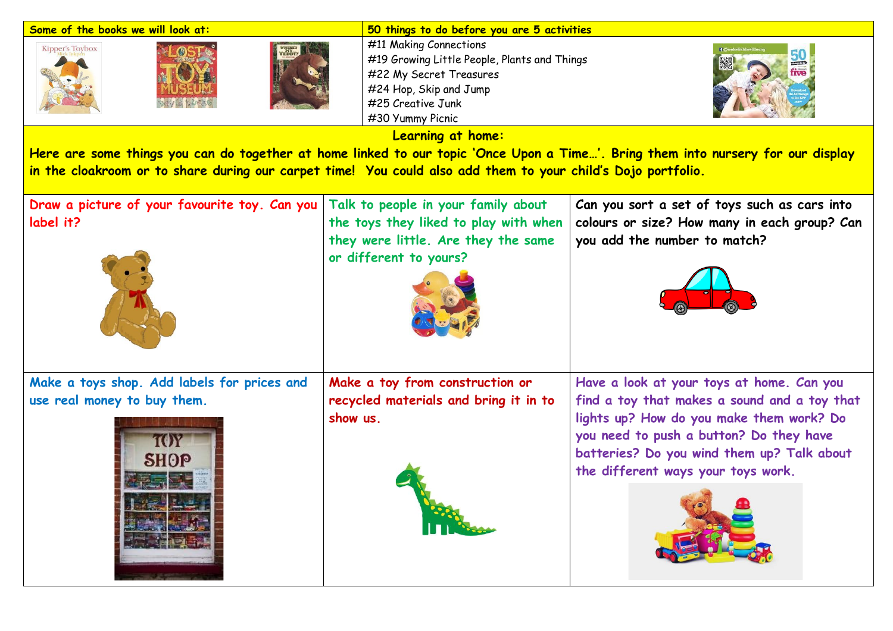| Some of the books we will look at: | 50 things to do before you are 5 activities |
|---|---|
| | #11 Making Connections<br>#19 Growing Little People, Plants and Things<br>#22 My Secret Treasures<br>#24 Hop, Skip and Jump<br>#25 Creative Junk<br>#30 Yummy Picnic |

**Learning at home:**

**Here are some things you can do together at home linked to our topic 'Once Upon a Time…'. Bring them into nursery for our display in the cloakroom or to share during our carpet time! You could also add them to your child's Dojo portfolio.**

| | | |
|---|---|---|
| Draw a picture of your favourite toy. Can you label it? | Talk to people in your family about the toys they liked to play with when they were little. Are they the same or different to yours? | Can you sort a set of toys such as cars into colours or size? How many in each group? Can you add the number to match? |
| Make a toys shop. Add labels for prices and use real money to buy them. | Make a toy from construction or recycled materials and bring it in to show us. | Have a look at your toys at home. Can you find a toy that makes a sound and a toy that lights up? How do you make them work? Do you need to push a button? Do they have batteries? Do you wind them up? Talk about the different ways your toys work. |